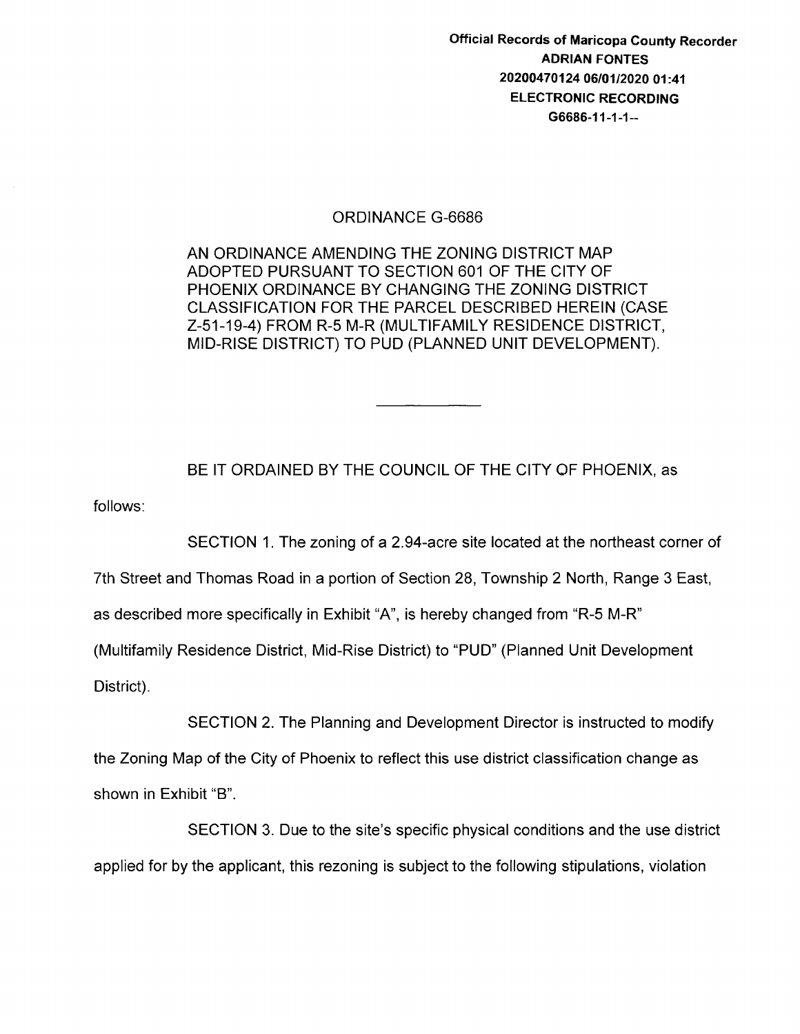Official Records of Maricopa County Recorder
ADRIAN FONTES
20200470124 06/01/2020 01:41
ELECTRONIC RECORDING
G6686-11-1-1--

# ORDINANCE G-6686

AN ORDINANCE AMENDING THE ZONING DISTRICT MAP ADOPTED PURSUANT TO SECTION 601 OF THE CITY OF PHOENIX ORDINANCE BY CHANGING THE ZONING DISTRICT CLASSIFICATION FOR THE PARCEL DESCRIBED HEREIN (CASE Z-51-19-4) FROM R-5 M-R (MULTIFAMILY RESIDENCE DISTRICT, MID-RISE DISTRICT) TO PUD (PLANNED UNIT DEVELOPMENT).

---

BE IT ORDAINED BY THE COUNCIL OF THE CITY OF PHOENIX, as follows:

SECTION 1. The zoning of a 2.94-acre site located at the northeast corner of 7th Street and Thomas Road in a portion of Section 28, Township 2 North, Range 3 East, as described more specifically in Exhibit "A", is hereby changed from "R-5 M-R" (Multifamily Residence District, Mid-Rise District) to "PUD" (Planned Unit Development District).

SECTION 2. The Planning and Development Director is instructed to modify the Zoning Map of the City of Phoenix to reflect this use district classification change as shown in Exhibit "B".

SECTION 3. Due to the site's specific physical conditions and the use district applied for by the applicant, this rezoning is subject to the following stipulations, violation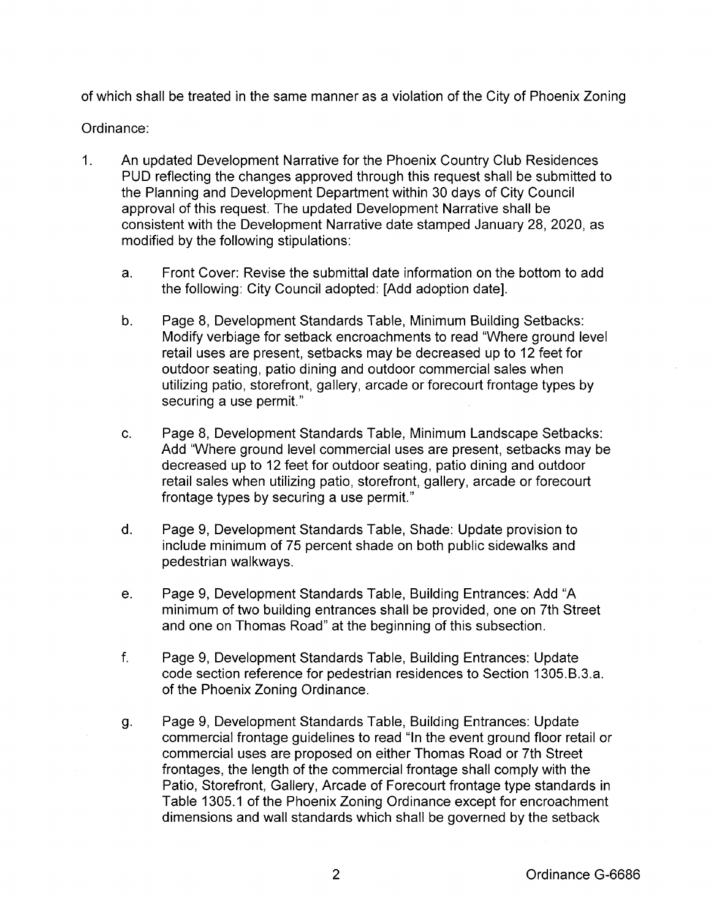of which shall be treated in the same manner as a violation of the City of Phoenix Zoning Ordinance:

1. An updated Development Narrative for the Phoenix Country Club Residences PUD reflecting the changes approved through this request shall be submitted to the Planning and Development Department within 30 days of City Council approval of this request. The updated Development Narrative shall be consistent with the Development Narrative date stamped January 28, 2020, as modified by the following stipulations:

   a. Front Cover: Revise the submittal date information on the bottom to add the following: City Council adopted: [Add adoption date].

   b. Page 8, Development Standards Table, Minimum Building Setbacks: Modify verbiage for setback encroachments to read "Where ground level retail uses are present, setbacks may be decreased up to 12 feet for outdoor seating, patio dining and outdoor commercial sales when utilizing patio, storefront, gallery, arcade or forecourt frontage types by securing a use permit."

   c. Page 8, Development Standards Table, Minimum Landscape Setbacks: Add "Where ground level commercial uses are present, setbacks may be decreased up to 12 feet for outdoor seating, patio dining and outdoor retail sales when utilizing patio, storefront, gallery, arcade or forecourt frontage types by securing a use permit."

   d. Page 9, Development Standards Table, Shade: Update provision to include minimum of 75 percent shade on both public sidewalks and pedestrian walkways.

   e. Page 9, Development Standards Table, Building Entrances: Add "A minimum of two building entrances shall be provided, one on 7th Street and one on Thomas Road" at the beginning of this subsection.

   f. Page 9, Development Standards Table, Building Entrances: Update code section reference for pedestrian residences to Section 1305.B.3.a. of the Phoenix Zoning Ordinance.

   g. Page 9, Development Standards Table, Building Entrances: Update commercial frontage guidelines to read "In the event ground floor retail or commercial uses are proposed on either Thomas Road or 7th Street frontages, the length of the commercial frontage shall comply with the Patio, Storefront, Gallery, Arcade of Forecourt frontage type standards in Table 1305.1 of the Phoenix Zoning Ordinance except for encroachment dimensions and wall standards which shall be governed by the setback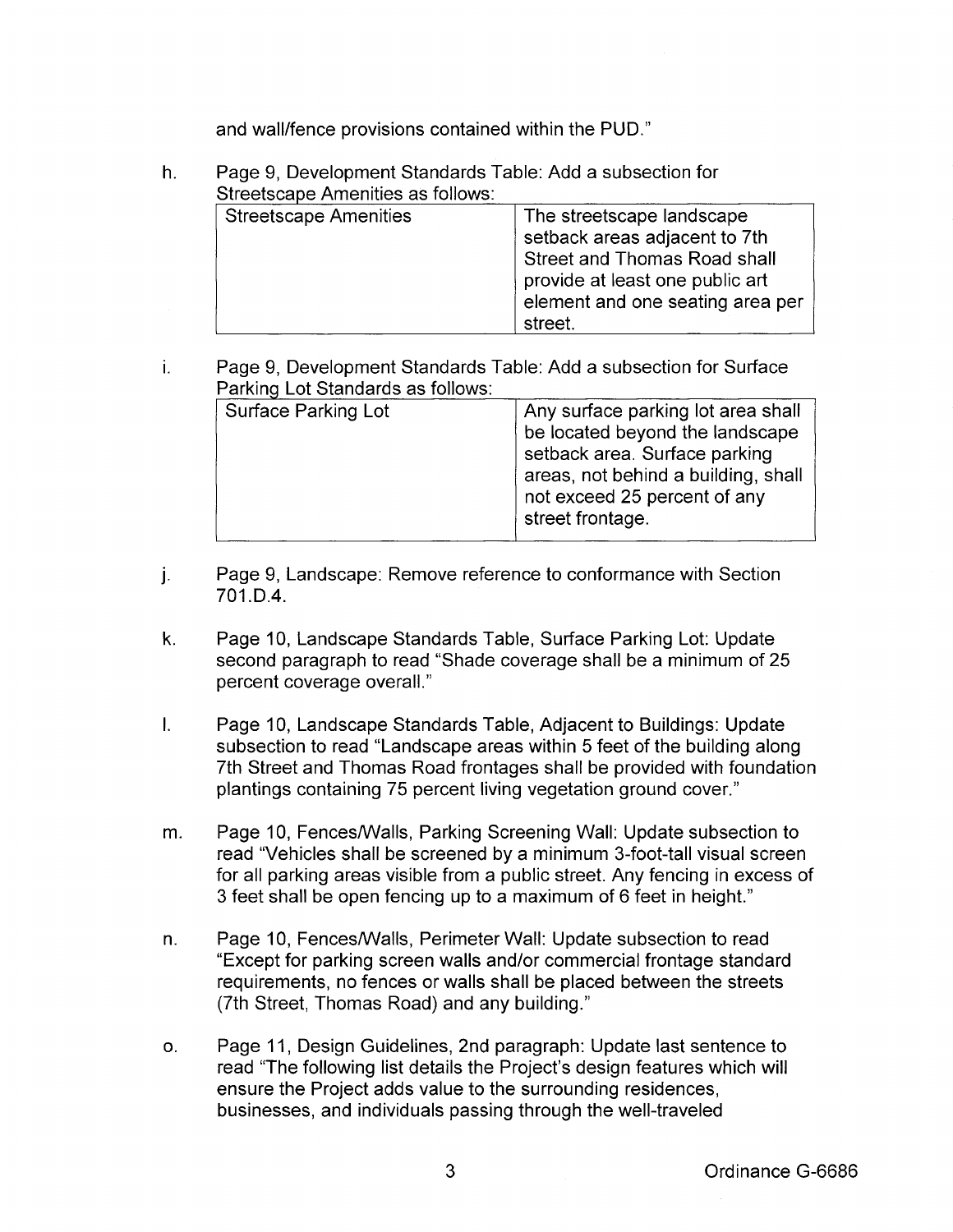and wall/fence provisions contained within the PUD."

h. Page 9, Development Standards Table: Add a subsection for Streetscape Amenities as follows:

| Streetscape Amenities | The streetscape landscape setback areas adjacent to 7th Street and Thomas Road shall provide at least one public art element and one seating area per street. |
|---|---|

i. Page 9, Development Standards Table: Add a subsection for Surface Parking Lot Standards as follows:

| Surface Parking Lot | Any surface parking lot area shall be located beyond the landscape setback area. Surface parking areas, not behind a building, shall not exceed 25 percent of any street frontage. |
|---|---|

j. Page 9, Landscape: Remove reference to conformance with Section 701.D.4.

k. Page 10, Landscape Standards Table, Surface Parking Lot: Update second paragraph to read "Shade coverage shall be a minimum of 25 percent coverage overall."

l. Page 10, Landscape Standards Table, Adjacent to Buildings: Update subsection to read "Landscape areas within 5 feet of the building along 7th Street and Thomas Road frontages shall be provided with foundation plantings containing 75 percent living vegetation ground cover."

m. Page 10, Fences/Walls, Parking Screening Wall: Update subsection to read "Vehicles shall be screened by a minimum 3-foot-tall visual screen for all parking areas visible from a public street. Any fencing in excess of 3 feet shall be open fencing up to a maximum of 6 feet in height."

n. Page 10, Fences/Walls, Perimeter Wall: Update subsection to read "Except for parking screen walls and/or commercial frontage standard requirements, no fences or walls shall be placed between the streets (7th Street, Thomas Road) and any building."

o. Page 11, Design Guidelines, 2nd paragraph: Update last sentence to read "The following list details the Project's design features which will ensure the Project adds value to the surrounding residences, businesses, and individuals passing through the well-traveled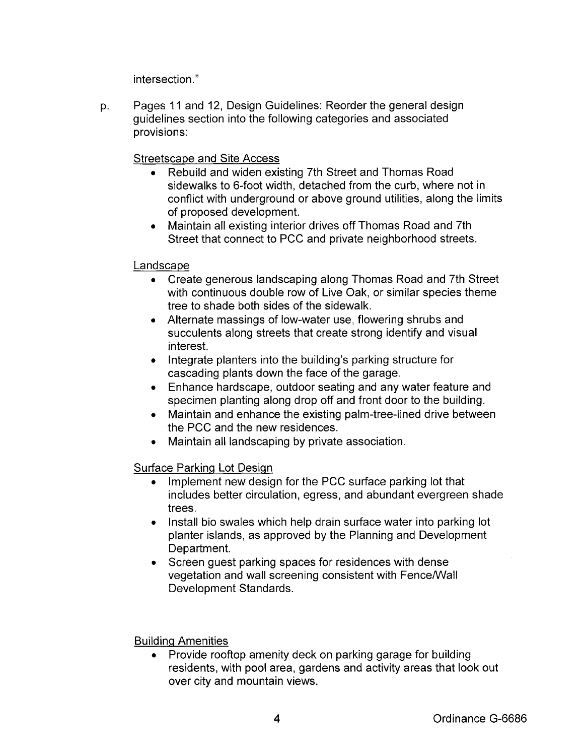intersection."

p. Pages 11 and 12, Design Guidelines: Reorder the general design guidelines section into the following categories and associated provisions:

Streetscape and Site Access

- Rebuild and widen existing 7th Street and Thomas Road sidewalks to 6-foot width, detached from the curb, where not in conflict with underground or above ground utilities, along the limits of proposed development.
- Maintain all existing interior drives off Thomas Road and 7th Street that connect to PCC and private neighborhood streets.

Landscape

- Create generous landscaping along Thomas Road and 7th Street with continuous double row of Live Oak, or similar species theme tree to shade both sides of the sidewalk.
- Alternate massings of low-water use, flowering shrubs and succulents along streets that create strong identify and visual interest.
- Integrate planters into the building's parking structure for cascading plants down the face of the garage.
- Enhance hardscape, outdoor seating and any water feature and specimen planting along drop off and front door to the building.
- Maintain and enhance the existing palm-tree-lined drive between the PCC and the new residences.
- Maintain all landscaping by private association.

Surface Parking Lot Design

- Implement new design for the PCC surface parking lot that includes better circulation, egress, and abundant evergreen shade trees.
- Install bio swales which help drain surface water into parking lot planter islands, as approved by the Planning and Development Department.
- Screen guest parking spaces for residences with dense vegetation and wall screening consistent with Fence/Wall Development Standards.

Building Amenities

- Provide rooftop amenity deck on parking garage for building residents, with pool area, gardens and activity areas that look out over city and mountain views.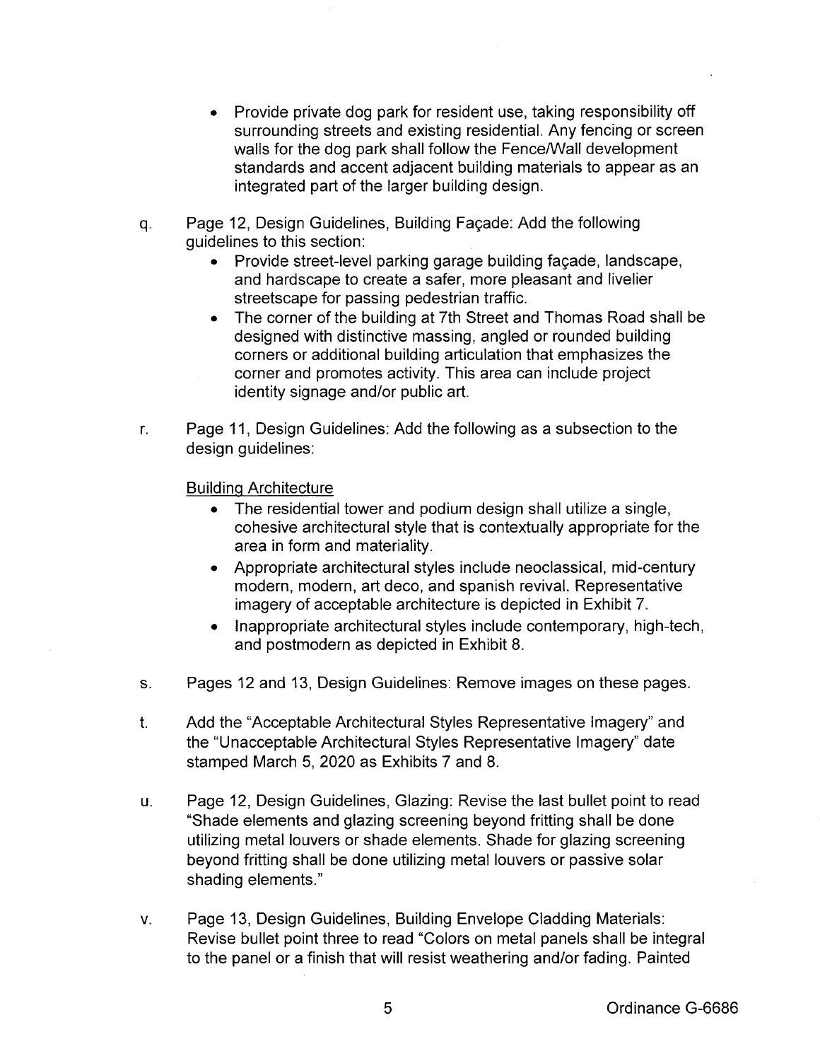- Provide private dog park for resident use, taking responsibility off surrounding streets and existing residential. Any fencing or screen walls for the dog park shall follow the Fence/Wall development standards and accent adjacent building materials to appear as an integrated part of the larger building design.

q. Page 12, Design Guidelines, Building Façade: Add the following guidelines to this section:
   - Provide street-level parking garage building façade, landscape, and hardscape to create a safer, more pleasant and livelier streetscape for passing pedestrian traffic.
   - The corner of the building at 7th Street and Thomas Road shall be designed with distinctive massing, angled or rounded building corners or additional building articulation that emphasizes the corner and promotes activity. This area can include project identity signage and/or public art.

r. Page 11, Design Guidelines: Add the following as a subsection to the design guidelines:

   <u>Building Architecture</u>
   - The residential tower and podium design shall utilize a single, cohesive architectural style that is contextually appropriate for the area in form and materiality.
   - Appropriate architectural styles include neoclassical, mid-century modern, modern, art deco, and spanish revival. Representative imagery of acceptable architecture is depicted in Exhibit 7.
   - Inappropriate architectural styles include contemporary, high-tech, and postmodern as depicted in Exhibit 8.

s. Pages 12 and 13, Design Guidelines: Remove images on these pages.

t. Add the "Acceptable Architectural Styles Representative Imagery" and the "Unacceptable Architectural Styles Representative Imagery" date stamped March 5, 2020 as Exhibits 7 and 8.

u. Page 12, Design Guidelines, Glazing: Revise the last bullet point to read "Shade elements and glazing screening beyond fritting shall be done utilizing metal louvers or shade elements. Shade for glazing screening beyond fritting shall be done utilizing metal louvers or passive solar shading elements."

v. Page 13, Design Guidelines, Building Envelope Cladding Materials: Revise bullet point three to read "Colors on metal panels shall be integral to the panel or a finish that will resist weathering and/or fading. Painted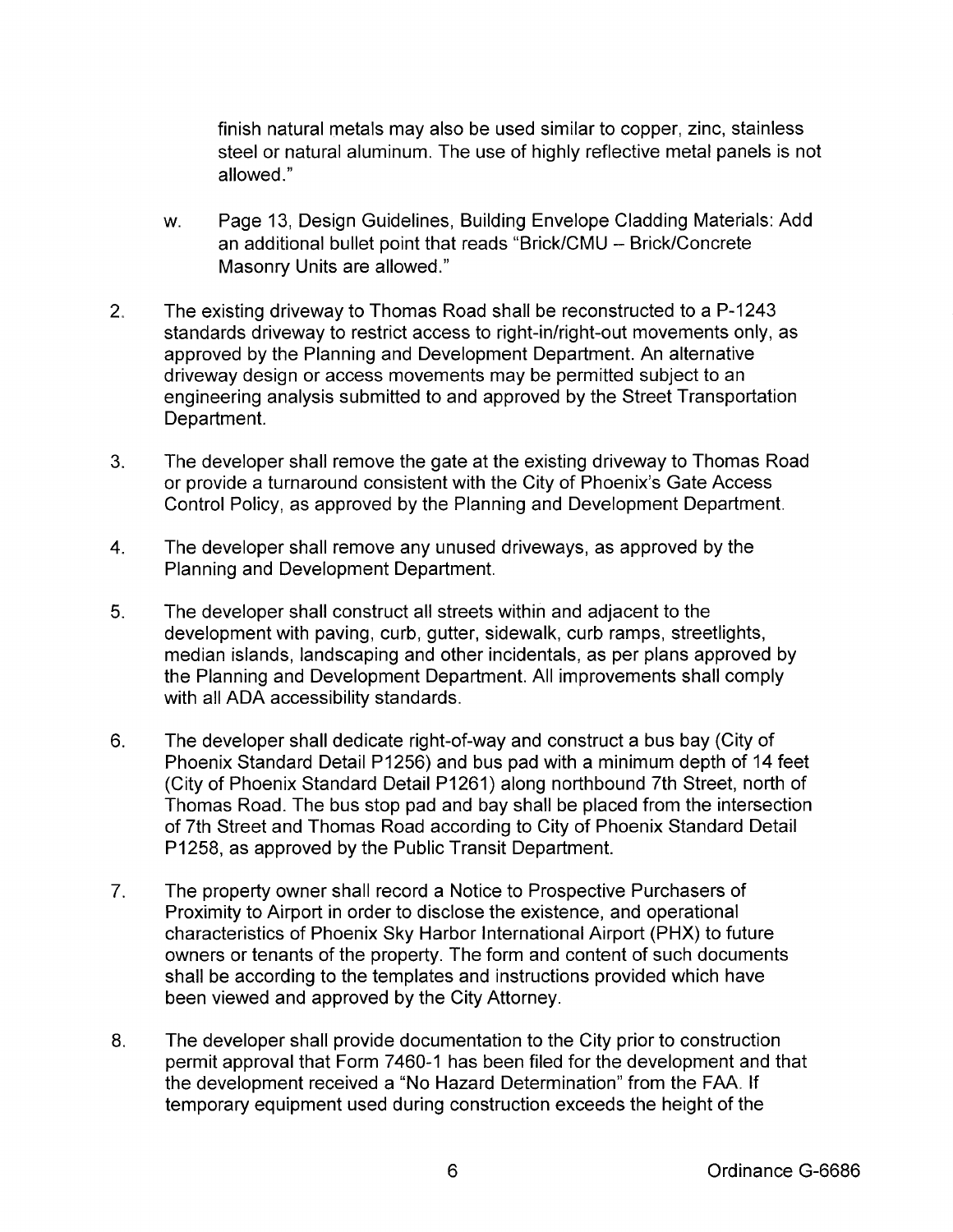finish natural metals may also be used similar to copper, zinc, stainless steel or natural aluminum. The use of highly reflective metal panels is not allowed."

w. Page 13, Design Guidelines, Building Envelope Cladding Materials: Add an additional bullet point that reads "Brick/CMU – Brick/Concrete Masonry Units are allowed."

2. The existing driveway to Thomas Road shall be reconstructed to a P-1243 standards driveway to restrict access to right-in/right-out movements only, as approved by the Planning and Development Department. An alternative driveway design or access movements may be permitted subject to an engineering analysis submitted to and approved by the Street Transportation Department.

3. The developer shall remove the gate at the existing driveway to Thomas Road or provide a turnaround consistent with the City of Phoenix's Gate Access Control Policy, as approved by the Planning and Development Department.

4. The developer shall remove any unused driveways, as approved by the Planning and Development Department.

5. The developer shall construct all streets within and adjacent to the development with paving, curb, gutter, sidewalk, curb ramps, streetlights, median islands, landscaping and other incidentals, as per plans approved by the Planning and Development Department. All improvements shall comply with all ADA accessibility standards.

6. The developer shall dedicate right-of-way and construct a bus bay (City of Phoenix Standard Detail P1256) and bus pad with a minimum depth of 14 feet (City of Phoenix Standard Detail P1261) along northbound 7th Street, north of Thomas Road. The bus stop pad and bay shall be placed from the intersection of 7th Street and Thomas Road according to City of Phoenix Standard Detail P1258, as approved by the Public Transit Department.

7. The property owner shall record a Notice to Prospective Purchasers of Proximity to Airport in order to disclose the existence, and operational characteristics of Phoenix Sky Harbor International Airport (PHX) to future owners or tenants of the property. The form and content of such documents shall be according to the templates and instructions provided which have been viewed and approved by the City Attorney.

8. The developer shall provide documentation to the City prior to construction permit approval that Form 7460-1 has been filed for the development and that the development received a "No Hazard Determination" from the FAA. If temporary equipment used during construction exceeds the height of the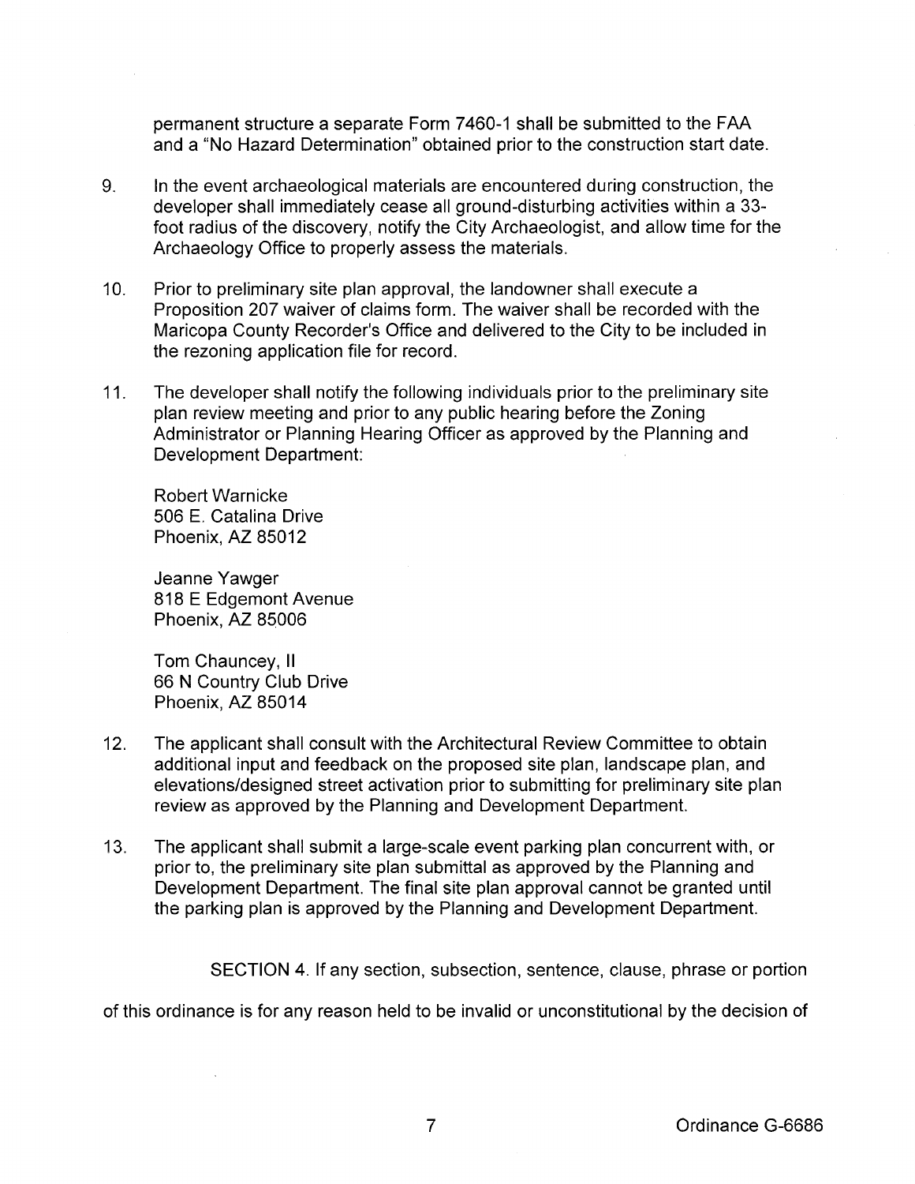permanent structure a separate Form 7460-1 shall be submitted to the FAA and a "No Hazard Determination" obtained prior to the construction start date.

9. In the event archaeological materials are encountered during construction, the developer shall immediately cease all ground-disturbing activities within a 33-foot radius of the discovery, notify the City Archaeologist, and allow time for the Archaeology Office to properly assess the materials.

10. Prior to preliminary site plan approval, the landowner shall execute a Proposition 207 waiver of claims form. The waiver shall be recorded with the Maricopa County Recorder's Office and delivered to the City to be included in the rezoning application file for record.

11. The developer shall notify the following individuals prior to the preliminary site plan review meeting and prior to any public hearing before the Zoning Administrator or Planning Hearing Officer as approved by the Planning and Development Department:

    Robert Warnicke
    506 E. Catalina Drive
    Phoenix, AZ 85012

    Jeanne Yawger
    818 E Edgemont Avenue
    Phoenix, AZ 85006

    Tom Chauncey, II
    66 N Country Club Drive
    Phoenix, AZ 85014

12. The applicant shall consult with the Architectural Review Committee to obtain additional input and feedback on the proposed site plan, landscape plan, and elevations/designed street activation prior to submitting for preliminary site plan review as approved by the Planning and Development Department.

13. The applicant shall submit a large-scale event parking plan concurrent with, or prior to, the preliminary site plan submittal as approved by the Planning and Development Department. The final site plan approval cannot be granted until the parking plan is approved by the Planning and Development Department.

SECTION 4. If any section, subsection, sentence, clause, phrase or portion of this ordinance is for any reason held to be invalid or unconstitutional by the decision of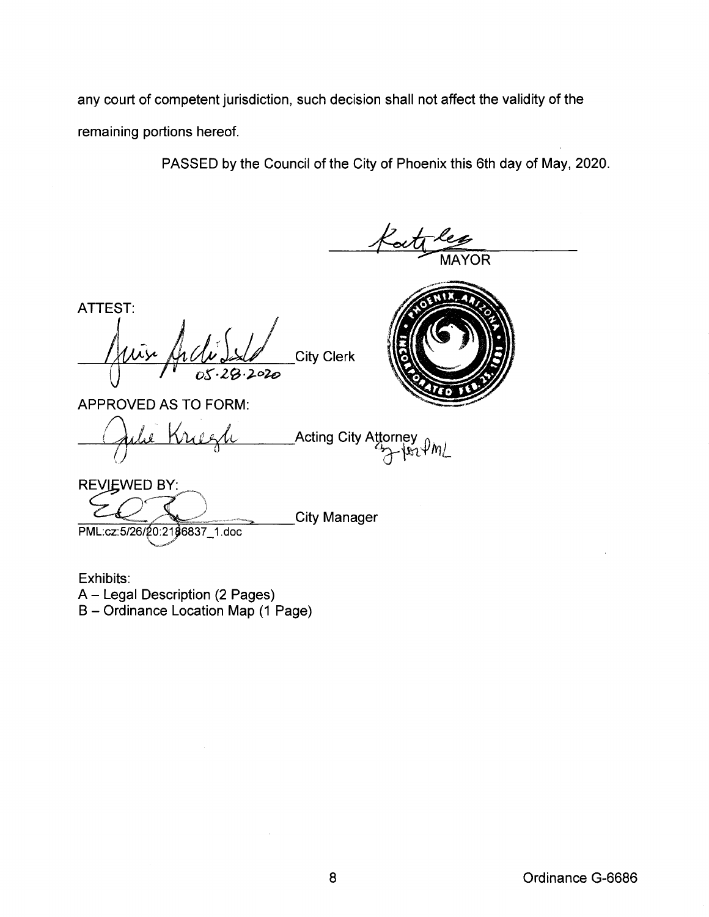any court of competent jurisdiction, such decision shall not affect the validity of the remaining portions hereof.

PASSED by the Council of the City of Phoenix this 6th day of May, 2020.

MAYOR

ATTEST:

05-28-2020

City Clerk

APPROVED AS TO FORM:

Acting City Attorney

REVIEWED BY:

City Manager

PML:cz:5/26/20:2186837_1.doc

Exhibits:
A – Legal Description (2 Pages)
B – Ordinance Location Map (1 Page)

Ordinance G-6686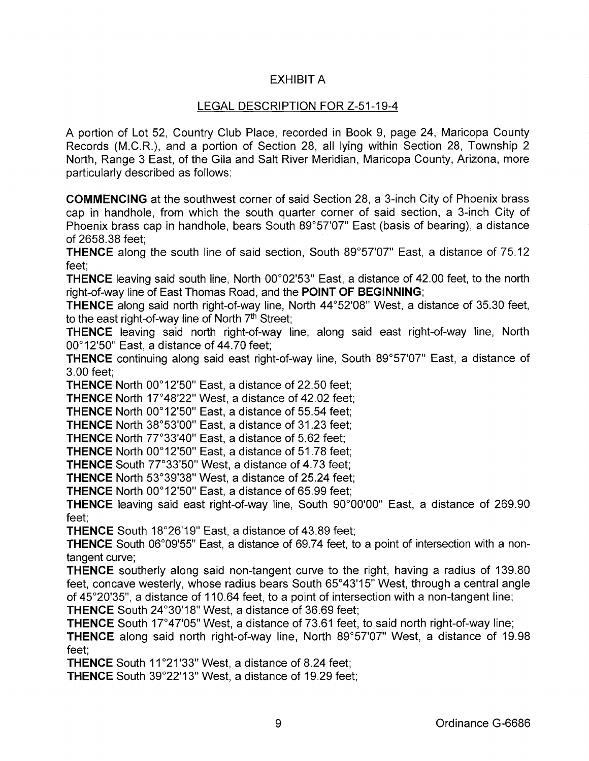## EXHIBIT A

## LEGAL DESCRIPTION FOR Z-51-19-4

A portion of Lot 52, Country Club Place, recorded in Book 9, page 24, Maricopa County Records (M.C.R.), and a portion of Section 28, all lying within Section 28, Township 2 North, Range 3 East, of the Gila and Salt River Meridian, Maricopa County, Arizona, more particularly described as follows:

**COMMENCING** at the southwest corner of said Section 28, a 3-inch City of Phoenix brass cap in handhole, from which the south quarter corner of said section, a 3-inch City of Phoenix brass cap in handhole, bears South 89°57'07" East (basis of bearing), a distance of 2658.38 feet;

**THENCE** along the south line of said section, South 89°57'07" East, a distance of 75.12 feet;

**THENCE** leaving said south line, North 00°02'53" East, a distance of 42.00 feet, to the north right-of-way line of East Thomas Road, and the **POINT OF BEGINNING**;

**THENCE** along said north right-of-way line, North 44°52'08" West, a distance of 35.30 feet, to the east right-of-way line of North 7th Street;

**THENCE** leaving said north right-of-way line, along said east right-of-way line, North 00°12'50" East, a distance of 44.70 feet;

**THENCE** continuing along said east right-of-way line, South 89°57'07" East, a distance of 3.00 feet;

**THENCE** North 00°12'50" East, a distance of 22.50 feet;

**THENCE** North 17°48'22" West, a distance of 42.02 feet;

**THENCE** North 00°12'50" East, a distance of 55.54 feet;

**THENCE** North 38°53'00" East, a distance of 31.23 feet;

**THENCE** North 77°33'40" East, a distance of 5.62 feet;

**THENCE** North 00°12'50" East, a distance of 51.78 feet;

**THENCE** South 77°33'50" West, a distance of 4.73 feet;

**THENCE** North 53°39'38" West, a distance of 25.24 feet;

**THENCE** North 00°12'50" East, a distance of 65.99 feet;

**THENCE** leaving said east right-of-way line, South 90°00'00" East, a distance of 269.90 feet;

**THENCE** South 18°26'19" East, a distance of 43.89 feet;

**THENCE** South 06°09'55" East, a distance of 69.74 feet, to a point of intersection with a non-tangent curve;

**THENCE** southerly along said non-tangent curve to the right, having a radius of 139.80 feet, concave westerly, whose radius bears South 65°43'15" West, through a central angle of 45°20'35", a distance of 110.64 feet, to a point of intersection with a non-tangent line;

**THENCE** South 24°30'18" West, a distance of 36.69 feet;

**THENCE** South 17°47'05" West, a distance of 73.61 feet, to said north right-of-way line;

**THENCE** along said north right-of-way line, North 89°57'07" West, a distance of 19.98 feet;

**THENCE** South 11°21'33" West, a distance of 8.24 feet;

**THENCE** South 39°22'13" West, a distance of 19.29 feet;

Ordinance G-6686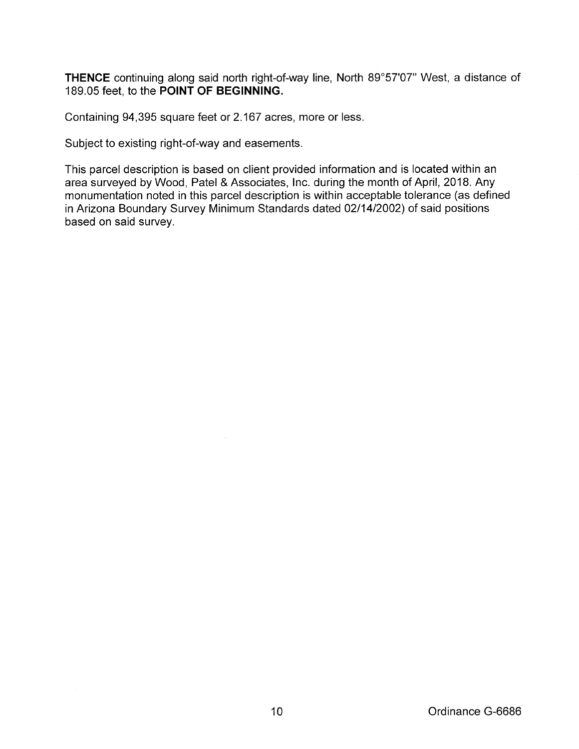**THENCE** continuing along said north right-of-way line, North 89°57'07" West, a distance of 189.05 feet, to the **POINT OF BEGINNING.**

Containing 94,395 square feet or 2.167 acres, more or less.

Subject to existing right-of-way and easements.

This parcel description is based on client provided information and is located within an area surveyed by Wood, Patel & Associates, Inc. during the month of April, 2018. Any monumentation noted in this parcel description is within acceptable tolerance (as defined in Arizona Boundary Survey Minimum Standards dated 02/14/2002) of said positions based on said survey.

Ordinance G-6686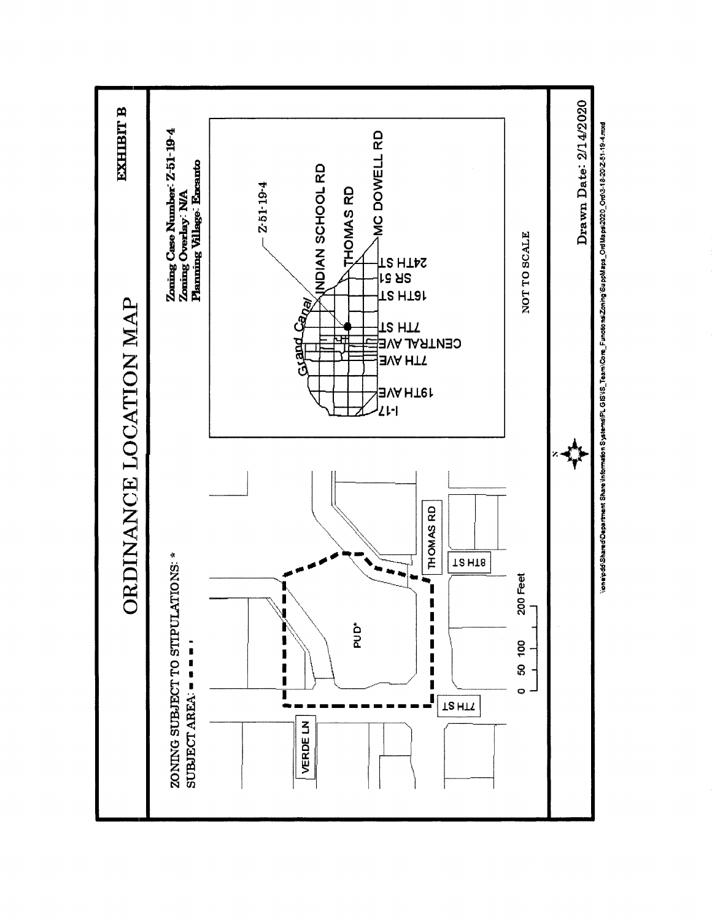# ORDINANCE LOCATION MAP

**EXHIBIT B**

ZONING SUBJECT TO STIPULATIONS: *

SUBJECT AREA: - - - -

**Zoning Case Number: Z-51-19-4**
**Zoning Overlay: N/A**
**Planning Village: Encanto**

VERDE LN

7TH ST

8TH ST

THOMAS RD

PUD*

0 50 100 200 Feet

Z-51-19-4

Grand Canal

INDIAN SCHOOL RD

THOMAS RD

MC DOWELL RD

I-17

19TH AVE

7TH AVE

CENTRAL AVE

7TH ST

16TH ST

SR 51

24TH ST

NOT TO SCALE

N

Drawn Date: 2/14/2020

\\one\pdd\Shared\Department Share\Information Systems\PL GIS\IS_Team\Core_Functions\Zoning\SuppMaps_OrdMaps\2020_Ord\3-18-20\Z-51-19-4.mxd